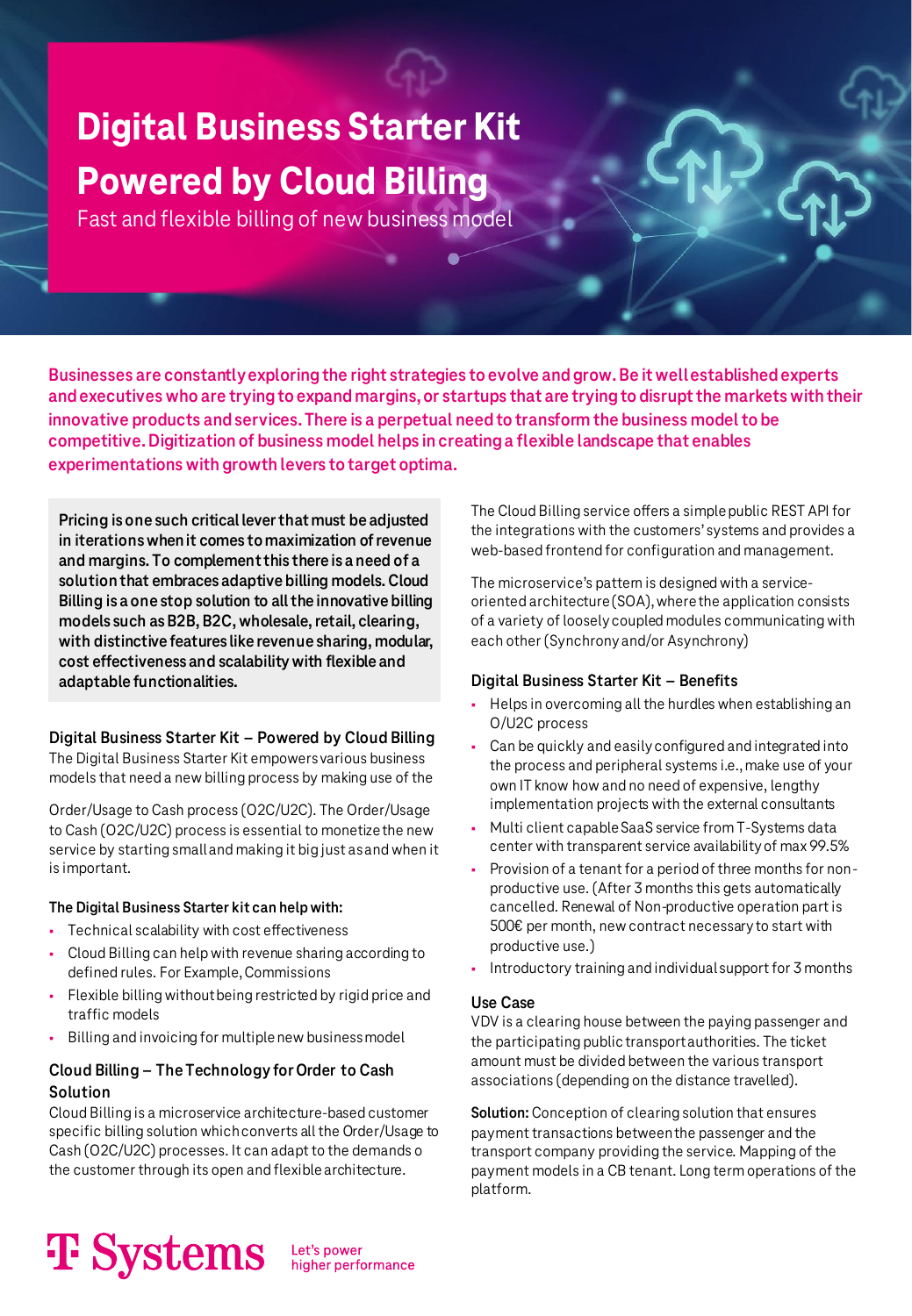# Digital Business Starter Kit Powered by Cloud Billing

Fast and flexible billing of new business model

**Businesses are constantly exploring the right strategies to evolve and grow. Be it well established experts and executives who are trying to expand margins, or startups that are trying to disrupt the markets with their innovative products and services. There is a perpetual need to transform the business model to be competitive. Digitization of business model helps in creating a flexible landscape that enables experimentations with growth levers to target optima.**

**Pricing is one such critical lever that must be adjusted in iterations when it comes to maximization of revenue and margins. To complement this there is a need of a solution that embraces adaptive billing models. Cloud Billing is a one stop solution to all the innovative billing models such as B2B, B2C, wholesale, retail, clearing, with distinctive features like revenue sharing, modular, cost effectiveness and scalability with flexible and adaptable functionalities.**

### Digital Business Starter Kit – Powered by Cloud Billing

The Digital Business Starter Kit empowers various business models that need a new billing process by making use of the

Order/Usage to Cash process (O2C/U2C). The Order/Usage to Cash (O2C/U2C) process is essential to monetize the new service by starting small and making it big just as and when it is important.

**The Digital Business Starter kit can help with:**

- Technical scalability with cost effectiveness
- Cloud Billing can help with revenue sharing according to defined rules. For Example, Commissions
- Flexible billing without being restricted by rigid price and traffic models
- Billing and invoicing for multiple new business model

### Cloud Billing – The Technology for Order to Cash Solution

Cloud Billing is a microservice architecture-based customer specific billing solution which converts all the Order/Usage to Cash (O2C/U2C) processes. It can adapt to the demands o the customer through its open and flexible architecture.

The Cloud Billing service offers a simple public REST API for the integrations with the customers' systems and provides a web-based frontend for configuration and management.

The microservice's pattern is designed with a service-oriented architecture (SOA), where the application consists of a variety of loosely coupled modules communicating with each other (Synchrony and/or Asynchrony)

### Digital Business Starter Kit – Benefits

- Helps in overcoming all the hurdles when establishing an O/U2C process
- Can be quickly and easily configured and integrated into the process and peripheral systems i.e., make use of your own IT know how and no need of expensive, lengthy implementation projects with the external consultants
- Multi client capable SaaS service from T-Systems data center with transparent service availability of max 99.5%
- Provision of a tenant for a period of three months for non-productive use. (After 3 months this gets automatically cancelled. Renewal of Non-productive operation part is 500€ per month, new contract necessary to start with productive use.)
- Introductory training and individual support for 3 months

### Use Case

VDV is a clearing house between the paying passenger and the participating public transport authorities. The ticket amount must be divided between the various transport associations (depending on the distance travelled).

**Solution:** Conception of clearing solution that ensures payment transactions between the passenger and the transport company providing the service. Mapping of the payment models in a CB tenant. Long term operations of the platform.

T Systems Let's power higher performance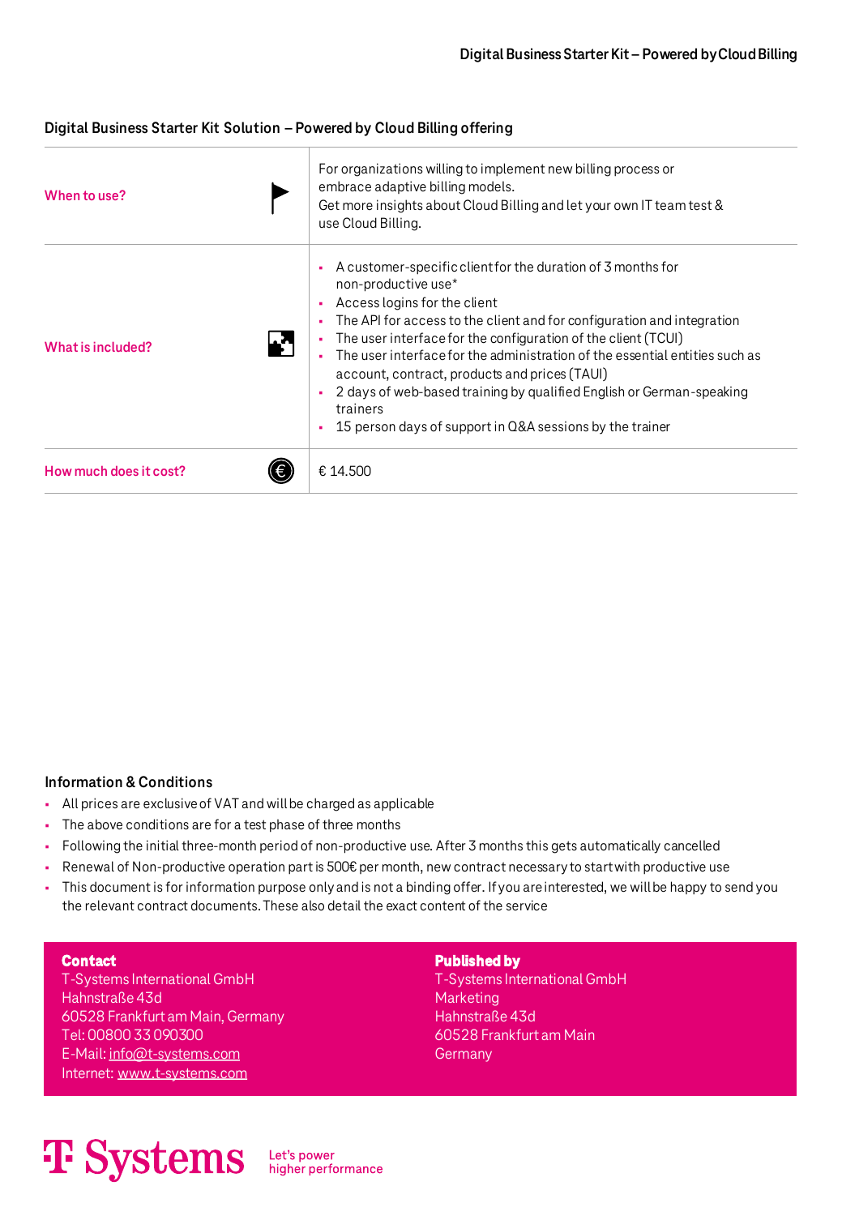## Digital Business Starter Kit Solution – Powered by Cloud Billing offering

| | |
|---|---|
| **When to use?** | For organizations willing to implement new billing process or embrace adaptive billing models.<br>Get more insights about Cloud Billing and let your own IT team test & use Cloud Billing. |
| **What is included?** | ▪ A customer-specific client for the duration of 3 months for non-productive use*<br>▪ Access logins for the client<br>▪ The API for access to the client and for configuration and integration<br>▪ The user interface for the configuration of the client (TCUI)<br>▪ The user interface for the administration of the essential entities such as account, contract, products and prices (TAUI)<br>▪ 2 days of web-based training by qualified English or German-speaking trainers<br>▪ 15 person days of support in Q&A sessions by the trainer |
| **How much does it cost?** | € 14.500 |

### Information & Conditions

- All prices are exclusive of VAT and will be charged as applicable
- The above conditions are for a test phase of three months
- Following the initial three-month period of non-productive use. After 3 months this gets automatically cancelled
- Renewal of Non-productive operation part is 500€ per month, new contract necessary to start with productive use
- This document is for information purpose only and is not a binding offer. If you are interested, we will be happy to send you the relevant contract documents. These also detail the exact content of the service

**Contact**
T-Systems International GmbH
Hahnstraße 43d
60528 Frankfurt am Main, Germany
Tel: 00800 33 090300
E-Mail: info@t-systems.com
Internet: www.t-systems.com

**Published by**
T-Systems International GmbH
Marketing
Hahnstraße 43d
60528 Frankfurt am Main
Germany

T Systems
Let's power higher performance